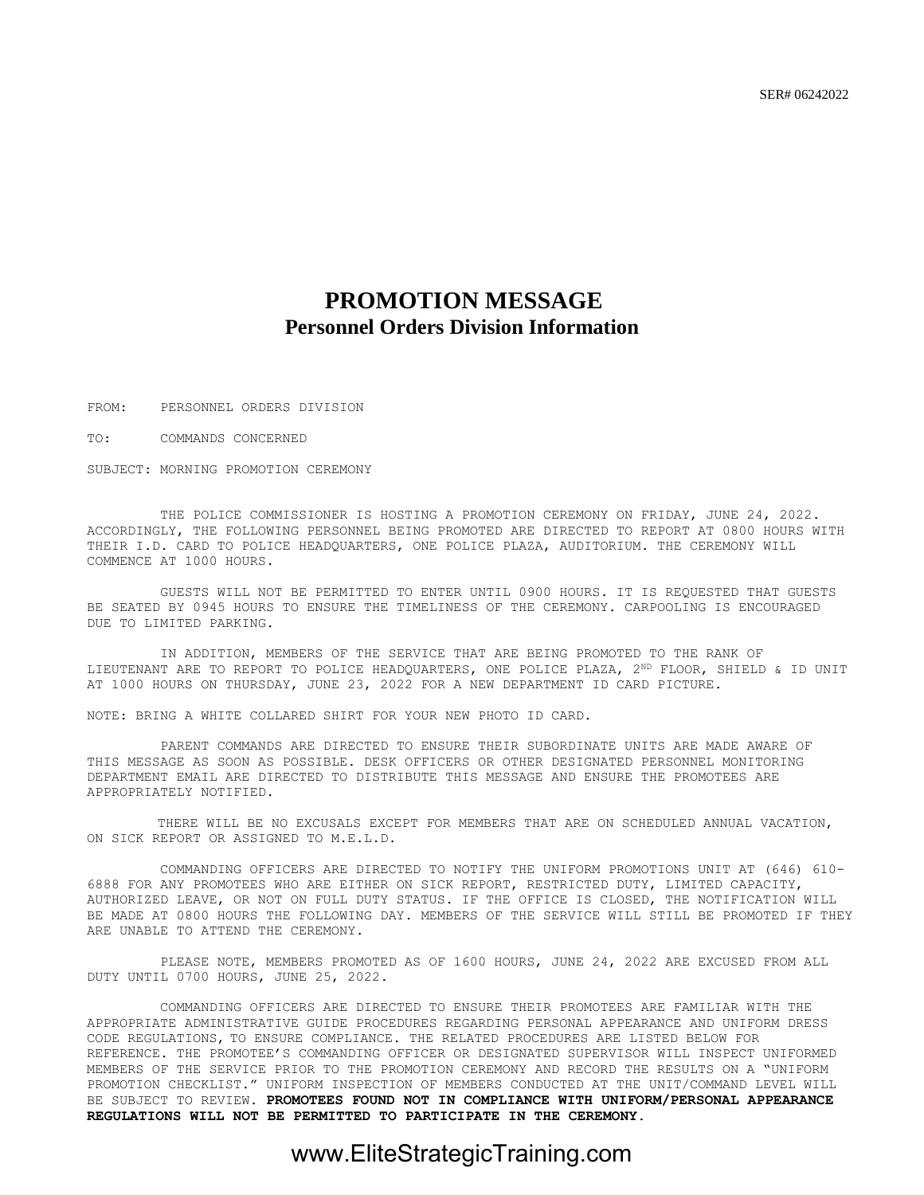SER# 06242022

# PROMOTION MESSAGE
## Personnel Orders Division Information

FROM: PERSONNEL ORDERS DIVISION

TO: COMMANDS CONCERNED

SUBJECT: MORNING PROMOTION CEREMONY

THE POLICE COMMISSIONER IS HOSTING A PROMOTION CEREMONY ON FRIDAY, JUNE 24, 2022. ACCORDINGLY, THE FOLLOWING PERSONNEL BEING PROMOTED ARE DIRECTED TO REPORT AT 0800 HOURS WITH THEIR I.D. CARD TO POLICE HEADQUARTERS, ONE POLICE PLAZA, AUDITORIUM. THE CEREMONY WILL COMMENCE AT 1000 HOURS.

GUESTS WILL NOT BE PERMITTED TO ENTER UNTIL 0900 HOURS. IT IS REQUESTED THAT GUESTS BE SEATED BY 0945 HOURS TO ENSURE THE TIMELINESS OF THE CEREMONY. CARPOOLING IS ENCOURAGED DUE TO LIMITED PARKING.

IN ADDITION, MEMBERS OF THE SERVICE THAT ARE BEING PROMOTED TO THE RANK OF LIEUTENANT ARE TO REPORT TO POLICE HEADQUARTERS, ONE POLICE PLAZA, 2ND FLOOR, SHIELD & ID UNIT AT 1000 HOURS ON THURSDAY, JUNE 23, 2022 FOR A NEW DEPARTMENT ID CARD PICTURE.

NOTE: BRING A WHITE COLLARED SHIRT FOR YOUR NEW PHOTO ID CARD.

PARENT COMMANDS ARE DIRECTED TO ENSURE THEIR SUBORDINATE UNITS ARE MADE AWARE OF THIS MESSAGE AS SOON AS POSSIBLE. DESK OFFICERS OR OTHER DESIGNATED PERSONNEL MONITORING DEPARTMENT EMAIL ARE DIRECTED TO DISTRIBUTE THIS MESSAGE AND ENSURE THE PROMOTEES ARE APPROPRIATELY NOTIFIED.

THERE WILL BE NO EXCUSALS EXCEPT FOR MEMBERS THAT ARE ON SCHEDULED ANNUAL VACATION, ON SICK REPORT OR ASSIGNED TO M.E.L.D.

COMMANDING OFFICERS ARE DIRECTED TO NOTIFY THE UNIFORM PROMOTIONS UNIT AT (646) 610-6888 FOR ANY PROMOTEES WHO ARE EITHER ON SICK REPORT, RESTRICTED DUTY, LIMITED CAPACITY, AUTHORIZED LEAVE, OR NOT ON FULL DUTY STATUS. IF THE OFFICE IS CLOSED, THE NOTIFICATION WILL BE MADE AT 0800 HOURS THE FOLLOWING DAY. MEMBERS OF THE SERVICE WILL STILL BE PROMOTED IF THEY ARE UNABLE TO ATTEND THE CEREMONY.

PLEASE NOTE, MEMBERS PROMOTED AS OF 1600 HOURS, JUNE 24, 2022 ARE EXCUSED FROM ALL DUTY UNTIL 0700 HOURS, JUNE 25, 2022.

COMMANDING OFFICERS ARE DIRECTED TO ENSURE THEIR PROMOTEES ARE FAMILIAR WITH THE APPROPRIATE ADMINISTRATIVE GUIDE PROCEDURES REGARDING PERSONAL APPEARANCE AND UNIFORM DRESS CODE REGULATIONS, TO ENSURE COMPLIANCE. THE RELATED PROCEDURES ARE LISTED BELOW FOR REFERENCE. THE PROMOTEE'S COMMANDING OFFICER OR DESIGNATED SUPERVISOR WILL INSPECT UNIFORMED MEMBERS OF THE SERVICE PRIOR TO THE PROMOTION CEREMONY AND RECORD THE RESULTS ON A "UNIFORM PROMOTION CHECKLIST." UNIFORM INSPECTION OF MEMBERS CONDUCTED AT THE UNIT/COMMAND LEVEL WILL BE SUBJECT TO REVIEW. **PROMOTEES FOUND NOT IN COMPLIANCE WITH UNIFORM/PERSONAL APPEARANCE REGULATIONS WILL NOT BE PERMITTED TO PARTICIPATE IN THE CEREMONY.**

www.EliteStrategicTraining.com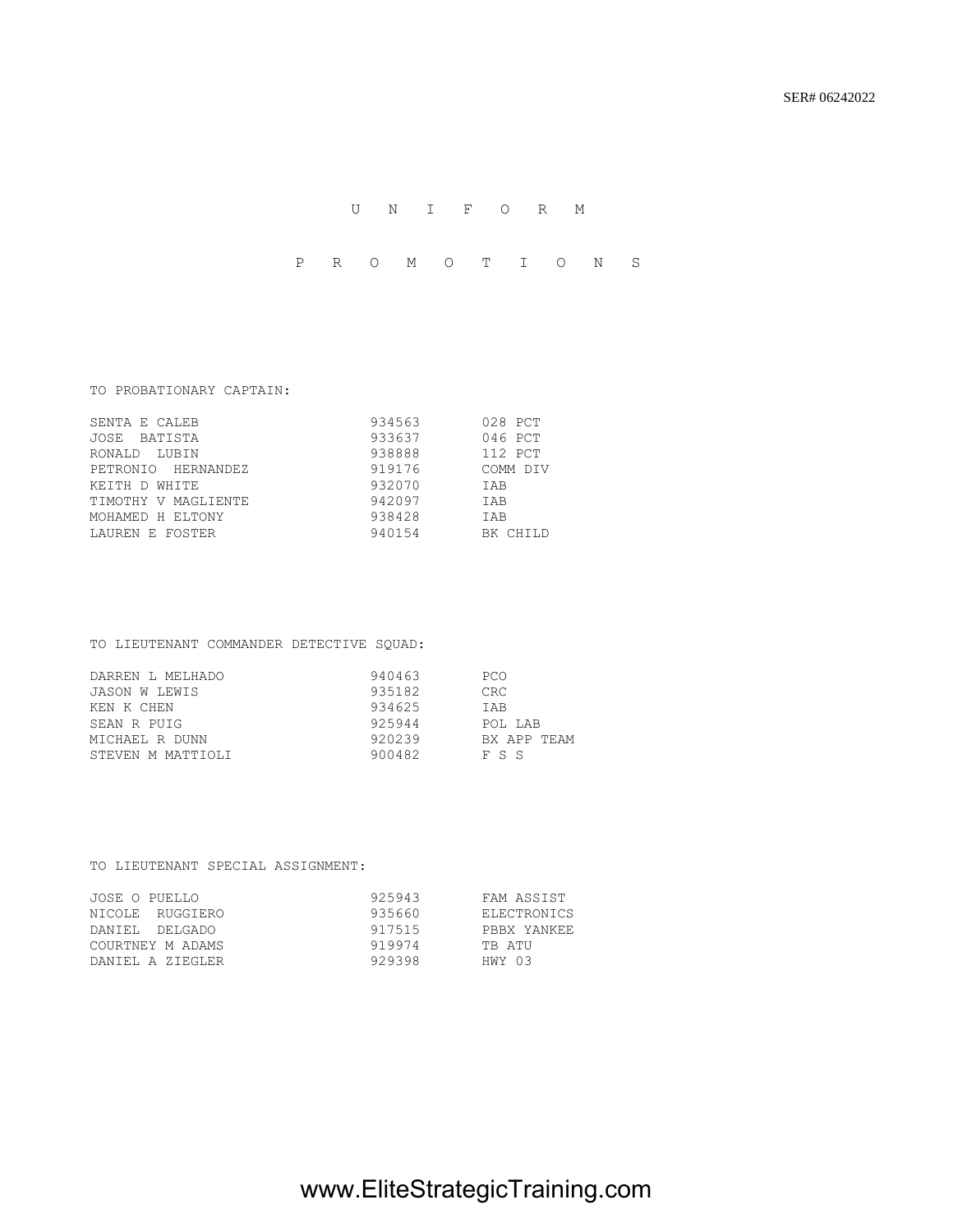SER# 06242022

# U N I F O R M

# P R O M O T I O N S

TO PROBATIONARY CAPTAIN:

| | | |
|---|---|---|
| SENTA E CALEB | 934563 | 028 PCT |
| JOSE BATISTA | 933637 | 046 PCT |
| RONALD LUBIN | 938888 | 112 PCT |
| PETRONIO HERNANDEZ | 919176 | COMM DIV |
| KEITH D WHITE | 932070 | IAB |
| TIMOTHY V MAGLIENTE | 942097 | IAB |
| MOHAMED H ELTONY | 938428 | IAB |
| LAUREN E FOSTER | 940154 | BK CHILD |

TO LIEUTENANT COMMANDER DETECTIVE SQUAD:

| | | |
|---|---|---|
| DARREN L MELHADO | 940463 | PCO |
| JASON W LEWIS | 935182 | CRC |
| KEN K CHEN | 934625 | IAB |
| SEAN R PUIG | 925944 | POL LAB |
| MICHAEL R DUNN | 920239 | BX APP TEAM |
| STEVEN M MATTIOLI | 900482 | F S S |

TO LIEUTENANT SPECIAL ASSIGNMENT:

| | | |
|---|---|---|
| JOSE O PUELLO | 925943 | FAM ASSIST |
| NICOLE RUGGIERO | 935660 | ELECTRONICS |
| DANIEL DELGADO | 917515 | PBBX YANKEE |
| COURTNEY M ADAMS | 919974 | TB ATU |
| DANIEL A ZIEGLER | 929398 | HWY 03 |

www.EliteStrategicTraining.com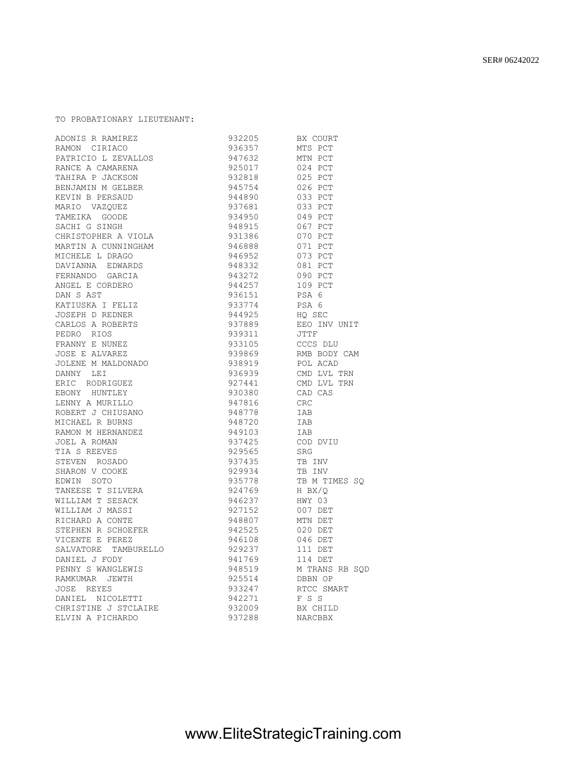SER# 06242022

TO PROBATIONARY LIEUTENANT:

| Name | Tax # | Command |
|---|---|---|
| ADONIS R RAMIREZ | 932205 | BX COURT |
| RAMON CIRIACO | 936357 | MTS PCT |
| PATRICIO L ZEVALLOS | 947632 | MTN PCT |
| RANCE A CAMARENA | 925017 | 024 PCT |
| TAHIRA P JACKSON | 932818 | 025 PCT |
| BENJAMIN M GELBER | 945754 | 026 PCT |
| KEVIN B PERSAUD | 944890 | 033 PCT |
| MARIO VAZQUEZ | 937681 | 033 PCT |
| TAMEIKA GOODE | 934950 | 049 PCT |
| SACHI G SINGH | 948915 | 067 PCT |
| CHRISTOPHER A VIOLA | 931386 | 070 PCT |
| MARTIN A CUNNINGHAM | 946888 | 071 PCT |
| MICHELE L DRAGO | 946952 | 073 PCT |
| DAVIANNA EDWARDS | 948332 | 081 PCT |
| FERNANDO GARCIA | 943272 | 090 PCT |
| ANGEL E CORDERO | 944257 | 109 PCT |
| DAN S AST | 936151 | PSA 6 |
| KATIUSKA I FELIZ | 933774 | PSA 6 |
| JOSEPH D REDNER | 944925 | HQ SEC |
| CARLOS A ROBERTS | 937889 | EEO INV UNIT |
| PEDRO RIOS | 939311 | JTTF |
| FRANNY E NUNEZ | 933105 | CCCS DLU |
| JOSE E ALVAREZ | 939869 | RMB BODY CAM |
| JOLENE M MALDONADO | 938919 | POL ACAD |
| DANNY LEI | 936939 | CMD LVL TRN |
| ERIC RODRIGUEZ | 927441 | CMD LVL TRN |
| EBONY HUNTLEY | 930380 | CAD CAS |
| LENNY A MURILLO | 947816 | CRC |
| ROBERT J CHIUSANO | 948778 | IAB |
| MICHAEL R BURNS | 948720 | IAB |
| RAMON M HERNANDEZ | 949103 | IAB |
| JOEL A ROMAN | 937425 | COD DVIU |
| TIA S REEVES | 929565 | SRG |
| STEVEN ROSADO | 937435 | TB INV |
| SHARON V COOKE | 929934 | TB INV |
| EDWIN SOTO | 935778 | TB M TIMES SQ |
| TANEESE T SILVERA | 924769 | H BX/Q |
| WILLIAM T SESACK | 946237 | HWY 03 |
| WILLIAM J MASSI | 927152 | 007 DET |
| RICHARD A CONTE | 948807 | MTN DET |
| STEPHEN R SCHOEFER | 942525 | 020 DET |
| VICENTE E PEREZ | 946108 | 046 DET |
| SALVATORE TAMBURELLO | 929237 | 111 DET |
| DANIEL J FODY | 941769 | 114 DET |
| PENNY S WANGLEWIS | 948519 | M TRANS RB SQD |
| RAMKUMAR JEWTH | 925514 | DBBN OP |
| JOSE REYES | 933247 | RTCC SMART |
| DANIEL NICOLETTI | 942271 | F S S |
| CHRISTINE J STCLAIRE | 932009 | BX CHILD |
| ELVIN A PICHARDO | 937288 | NARCBBX |

www.EliteStrategicTraining.com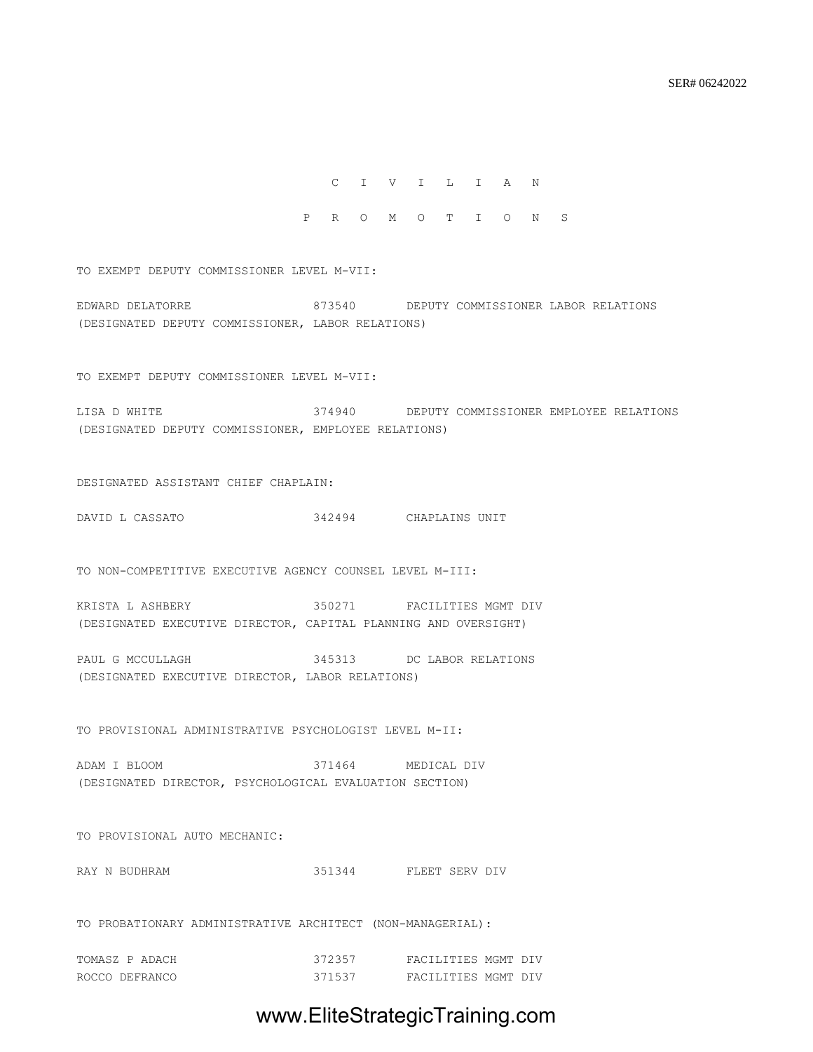SER# 06242022

# C I V I L I A N

# P R O M O T I O N S

TO EXEMPT DEPUTY COMMISSIONER LEVEL M-VII:

EDWARD DELATORRE 873540 DEPUTY COMMISSIONER LABOR RELATIONS
(DESIGNATED DEPUTY COMMISSIONER, LABOR RELATIONS)

TO EXEMPT DEPUTY COMMISSIONER LEVEL M-VII:

LISA D WHITE 374940 DEPUTY COMMISSIONER EMPLOYEE RELATIONS
(DESIGNATED DEPUTY COMMISSIONER, EMPLOYEE RELATIONS)

DESIGNATED ASSISTANT CHIEF CHAPLAIN:

DAVID L CASSATO 342494 CHAPLAINS UNIT

TO NON-COMPETITIVE EXECUTIVE AGENCY COUNSEL LEVEL M-III:

KRISTA L ASHBERY 350271 FACILITIES MGMT DIV
(DESIGNATED EXECUTIVE DIRECTOR, CAPITAL PLANNING AND OVERSIGHT)

PAUL G MCCULLAGH 345313 DC LABOR RELATIONS
(DESIGNATED EXECUTIVE DIRECTOR, LABOR RELATIONS)

TO PROVISIONAL ADMINISTRATIVE PSYCHOLOGIST LEVEL M-II:

ADAM I BLOOM 371464 MEDICAL DIV
(DESIGNATED DIRECTOR, PSYCHOLOGICAL EVALUATION SECTION)

TO PROVISIONAL AUTO MECHANIC:

RAY N BUDHRAM 351344 FLEET SERV DIV

TO PROBATIONARY ADMINISTRATIVE ARCHITECT (NON-MANAGERIAL):

TOMASZ P ADACH 372357 FACILITIES MGMT DIV
ROCCO DEFRANCO 371537 FACILITIES MGMT DIV

www.EliteStrategicTraining.com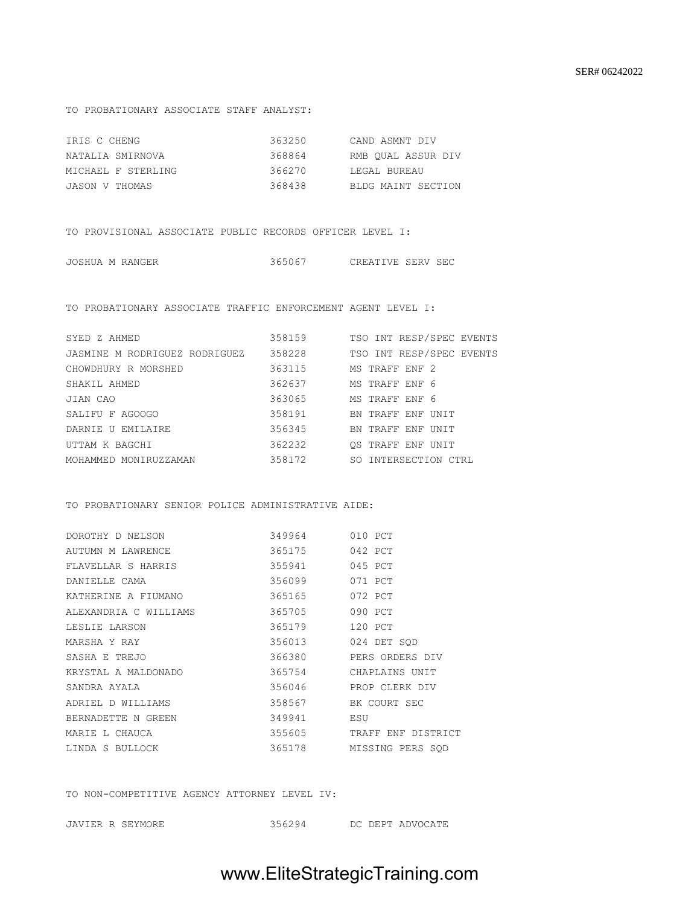SER# 06242022

TO PROBATIONARY ASSOCIATE STAFF ANALYST:

| | | |
|---|---|---|
| IRIS C CHENG | 363250 | CAND ASMNT DIV |
| NATALIA SMIRNOVA | 368864 | RMB QUAL ASSUR DIV |
| MICHAEL F STERLING | 366270 | LEGAL BUREAU |
| JASON V THOMAS | 368438 | BLDG MAINT SECTION |

TO PROVISIONAL ASSOCIATE PUBLIC RECORDS OFFICER LEVEL I:

| | | |
|---|---|---|
| JOSHUA M RANGER | 365067 | CREATIVE SERV SEC |

TO PROBATIONARY ASSOCIATE TRAFFIC ENFORCEMENT AGENT LEVEL I:

| | | |
|---|---|---|
| SYED Z AHMED | 358159 | TSO INT RESP/SPEC EVENTS |
| JASMINE M RODRIGUEZ RODRIGUEZ | 358228 | TSO INT RESP/SPEC EVENTS |
| CHOWDHURY R MORSHED | 363115 | MS TRAFF ENF 2 |
| SHAKIL AHMED | 362637 | MS TRAFF ENF 6 |
| JIAN CAO | 363065 | MS TRAFF ENF 6 |
| SALIFU F AGOOGO | 358191 | BN TRAFF ENF UNIT |
| DARNIE U EMILAIRE | 356345 | BN TRAFF ENF UNIT |
| UTTAM K BAGCHI | 362232 | QS TRAFF ENF UNIT |
| MOHAMMED MONIRUZZAMAN | 358172 | SO INTERSECTION CTRL |

TO PROBATIONARY SENIOR POLICE ADMINISTRATIVE AIDE:

| | | |
|---|---|---|
| DOROTHY D NELSON | 349964 | 010 PCT |
| AUTUMN M LAWRENCE | 365175 | 042 PCT |
| FLAVELLAR S HARRIS | 355941 | 045 PCT |
| DANIELLE CAMA | 356099 | 071 PCT |
| KATHERINE A FIUMANO | 365165 | 072 PCT |
| ALEXANDRIA C WILLIAMS | 365705 | 090 PCT |
| LESLIE LARSON | 365179 | 120 PCT |
| MARSHA Y RAY | 356013 | 024 DET SQD |
| SASHA E TREJO | 366380 | PERS ORDERS DIV |
| KRYSTAL A MALDONADO | 365754 | CHAPLAINS UNIT |
| SANDRA AYALA | 356046 | PROP CLERK DIV |
| ADRIEL D WILLIAMS | 358567 | BK COURT SEC |
| BERNADETTE N GREEN | 349941 | ESU |
| MARIE L CHAUCA | 355605 | TRAFF ENF DISTRICT |
| LINDA S BULLOCK | 365178 | MISSING PERS SQD |

TO NON-COMPETITIVE AGENCY ATTORNEY LEVEL IV:

| | | |
|---|---|---|
| JAVIER R SEYMORE | 356294 | DC DEPT ADVOCATE |

www.EliteStrategicTraining.com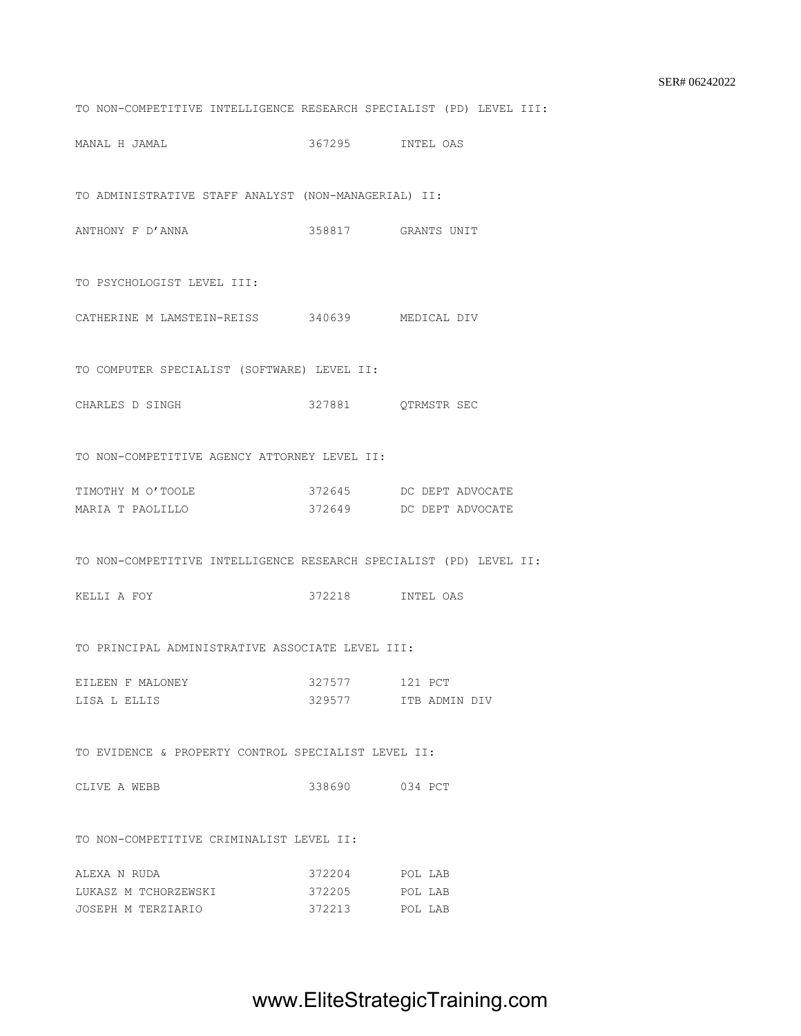SER# 06242022

TO NON-COMPETITIVE INTELLIGENCE RESEARCH SPECIALIST (PD) LEVEL III:

| | | |
|---|---|---|
| MANAL H JAMAL | 367295 | INTEL OAS |

TO ADMINISTRATIVE STAFF ANALYST (NON-MANAGERIAL) II:

| | | |
|---|---|---|
| ANTHONY F D'ANNA | 358817 | GRANTS UNIT |

TO PSYCHOLOGIST LEVEL III:

| | | |
|---|---|---|
| CATHERINE M LAMSTEIN-REISS | 340639 | MEDICAL DIV |

TO COMPUTER SPECIALIST (SOFTWARE) LEVEL II:

| | | |
|---|---|---|
| CHARLES D SINGH | 327881 | QTRMSTR SEC |

TO NON-COMPETITIVE AGENCY ATTORNEY LEVEL II:

| | | |
|---|---|---|
| TIMOTHY M O'TOOLE | 372645 | DC DEPT ADVOCATE |
| MARIA T PAOLILLO | 372649 | DC DEPT ADVOCATE |

TO NON-COMPETITIVE INTELLIGENCE RESEARCH SPECIALIST (PD) LEVEL II:

| | | |
|---|---|---|
| KELLI A FOY | 372218 | INTEL OAS |

TO PRINCIPAL ADMINISTRATIVE ASSOCIATE LEVEL III:

| | | |
|---|---|---|
| EILEEN F MALONEY | 327577 | 121 PCT |
| LISA L ELLIS | 329577 | ITB ADMIN DIV |

TO EVIDENCE & PROPERTY CONTROL SPECIALIST LEVEL II:

| | | |
|---|---|---|
| CLIVE A WEBB | 338690 | 034 PCT |

TO NON-COMPETITIVE CRIMINALIST LEVEL II:

| | | |
|---|---|---|
| ALEXA N RUDA | 372204 | POL LAB |
| LUKASZ M TCHORZEWSKI | 372205 | POL LAB |
| JOSEPH M TERZIARIO | 372213 | POL LAB |

www.EliteStrategicTraining.com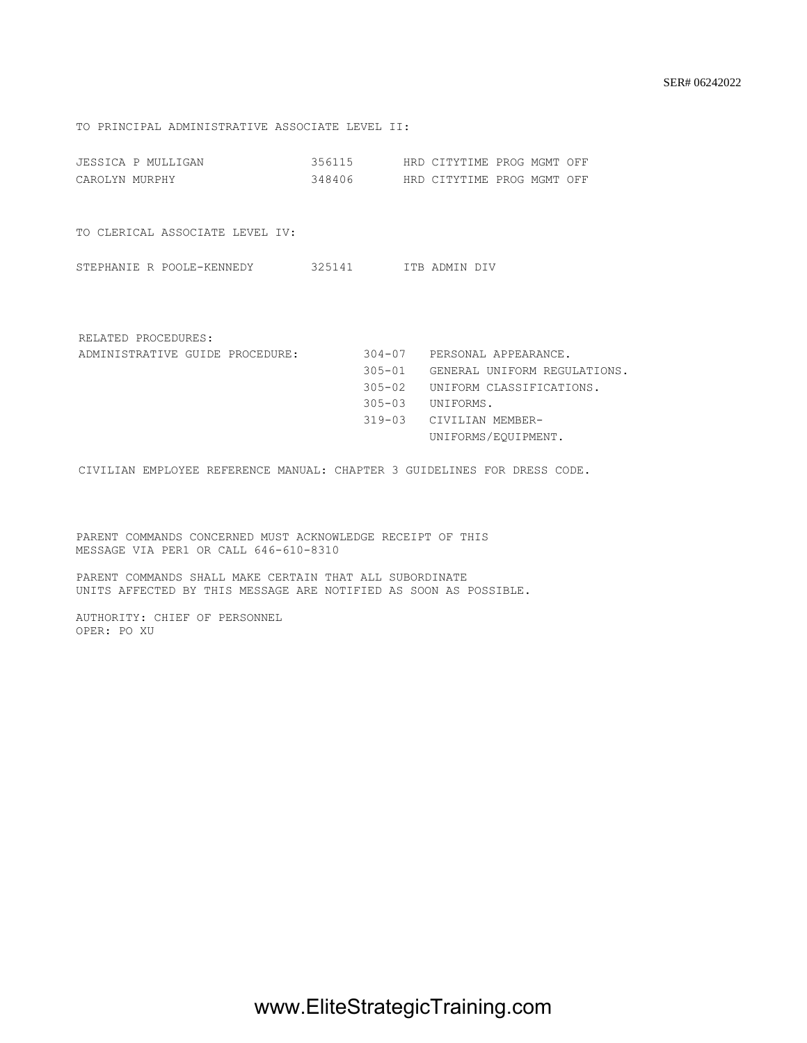SER# 06242022

TO PRINCIPAL ADMINISTRATIVE ASSOCIATE LEVEL II:

| | | |
|---|---|---|
| JESSICA P MULLIGAN | 356115 | HRD CITYTIME PROG MGMT OFF |
| CAROLYN MURPHY | 348406 | HRD CITYTIME PROG MGMT OFF |

TO CLERICAL ASSOCIATE LEVEL IV:

| | | |
|---|---|---|
| STEPHANIE R POOLE-KENNEDY | 325141 | ITB ADMIN DIV |

RELATED PROCEDURES:

| | | |
|---|---|---|
| ADMINISTRATIVE GUIDE PROCEDURE: | 304-07 | PERSONAL APPEARANCE. |
| | 305-01 | GENERAL UNIFORM REGULATIONS. |
| | 305-02 | UNIFORM CLASSIFICATIONS. |
| | 305-03 | UNIFORMS. |
| | 319-03 | CIVILIAN MEMBER-UNIFORMS/EQUIPMENT. |

CIVILIAN EMPLOYEE REFERENCE MANUAL: CHAPTER 3 GUIDELINES FOR DRESS CODE.

PARENT COMMANDS CONCERNED MUST ACKNOWLEDGE RECEIPT OF THIS MESSAGE VIA PER1 OR CALL 646-610-8310

PARENT COMMANDS SHALL MAKE CERTAIN THAT ALL SUBORDINATE UNITS AFFECTED BY THIS MESSAGE ARE NOTIFIED AS SOON AS POSSIBLE.

AUTHORITY: CHIEF OF PERSONNEL
OPER: PO XU

www.EliteStrategicTraining.com